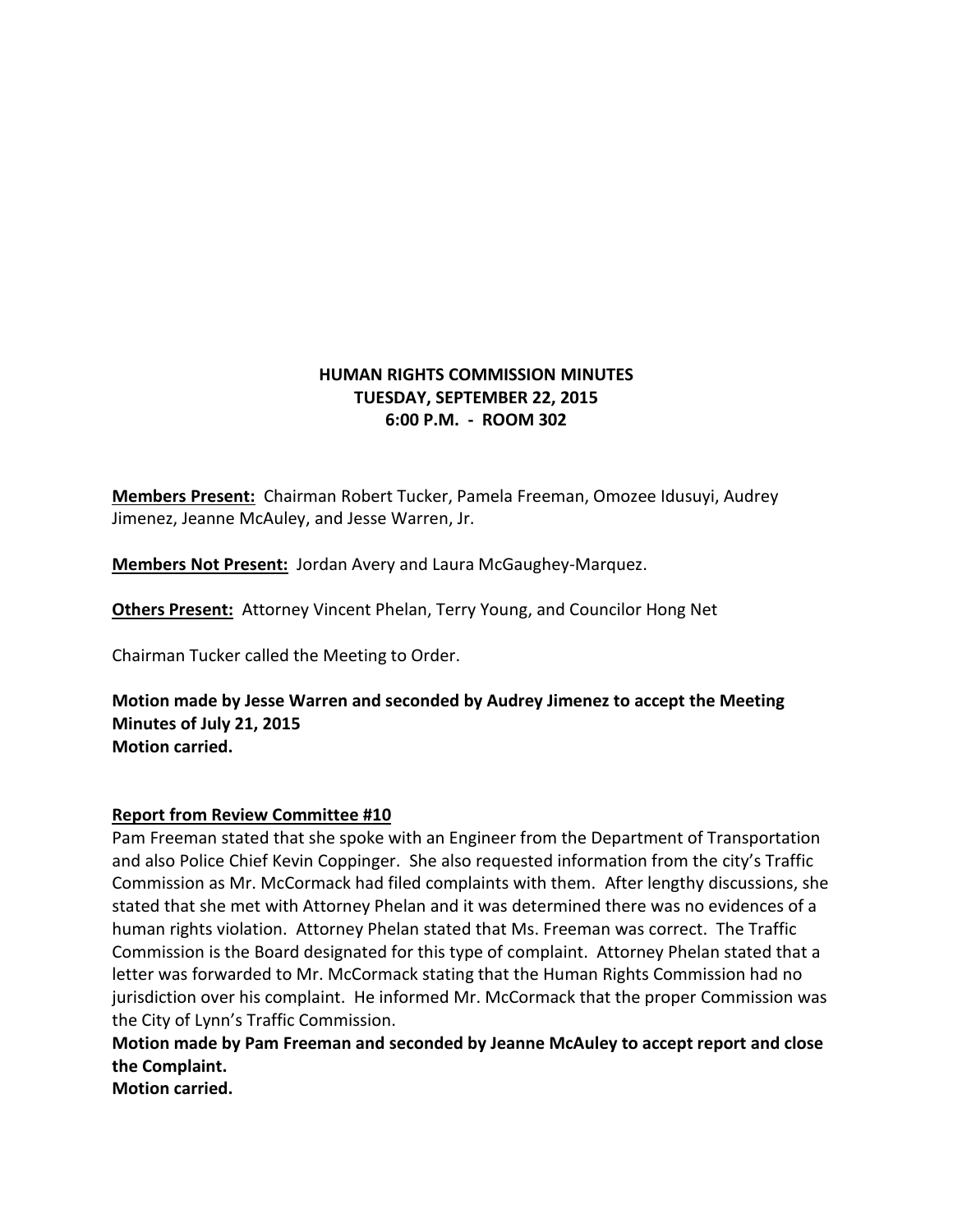# HUMAN RIGHTS COMMISSION MINUTES
## TUESDAY, SEPTEMBER 22, 2015
## 6:00 P.M. - ROOM 302

**Members Present:** Chairman Robert Tucker, Pamela Freeman, Omozee Idusuyi, Audrey Jimenez, Jeanne McAuley, and Jesse Warren, Jr.

**Members Not Present:** Jordan Avery and Laura McGaughey-Marquez.

**Others Present:** Attorney Vincent Phelan, Terry Young, and Councilor Hong Net

Chairman Tucker called the Meeting to Order.

**Motion made by Jesse Warren and seconded by Audrey Jimenez to accept the Meeting Minutes of July 21, 2015**
**Motion carried.**

**Report from Review Committee #10**

Pam Freeman stated that she spoke with an Engineer from the Department of Transportation and also Police Chief Kevin Coppinger. She also requested information from the city's Traffic Commission as Mr. McCormack had filed complaints with them. After lengthy discussions, she stated that she met with Attorney Phelan and it was determined there was no evidences of a human rights violation. Attorney Phelan stated that Ms. Freeman was correct. The Traffic Commission is the Board designated for this type of complaint. Attorney Phelan stated that a letter was forwarded to Mr. McCormack stating that the Human Rights Commission had no jurisdiction over his complaint. He informed Mr. McCormack that the proper Commission was the City of Lynn's Traffic Commission.

**Motion made by Pam Freeman and seconded by Jeanne McAuley to accept report and close the Complaint.**
**Motion carried.**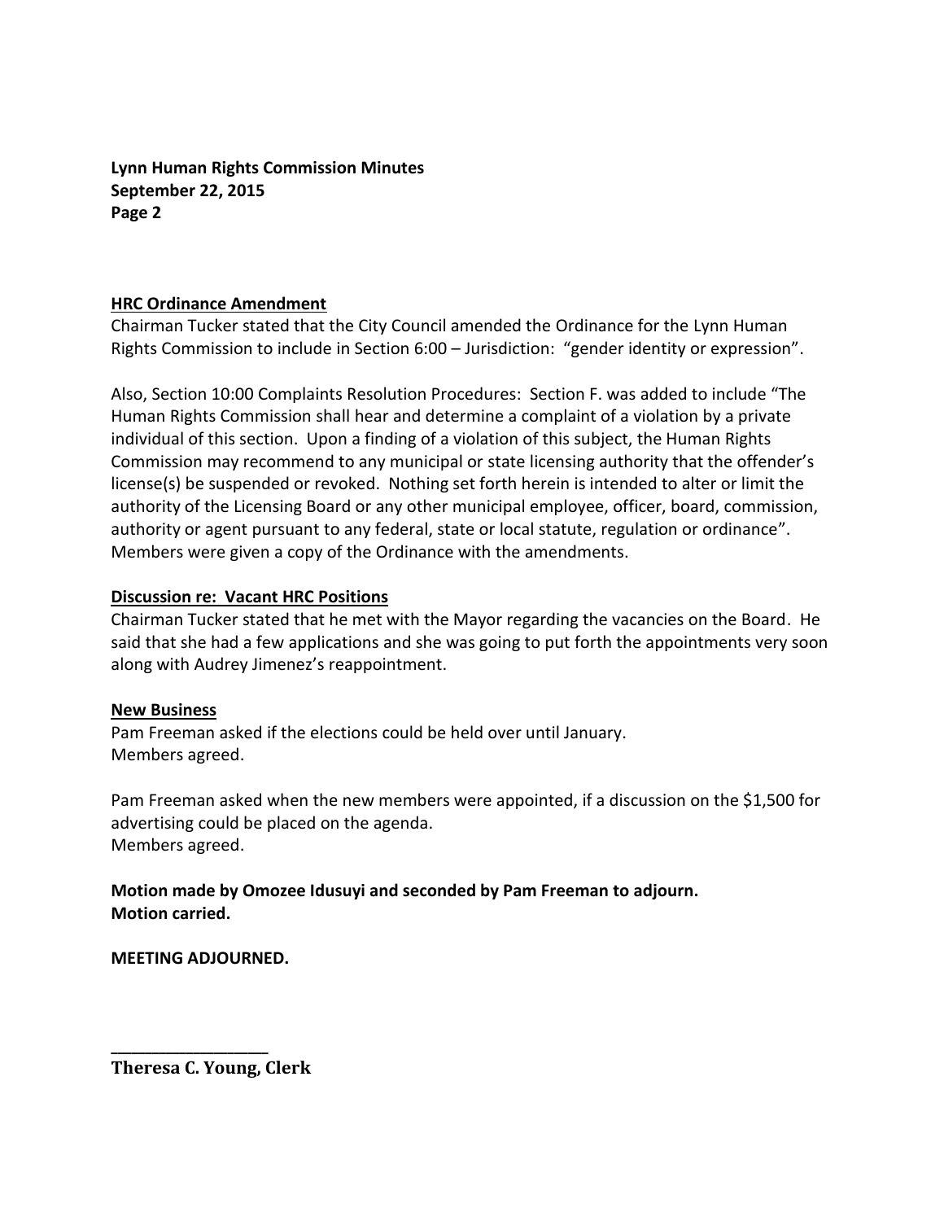**Lynn Human Rights Commission Minutes**
**September 22, 2015**
**Page 2**

**HRC Ordinance Amendment**

Chairman Tucker stated that the City Council amended the Ordinance for the Lynn Human Rights Commission to include in Section 6:00 – Jurisdiction: "gender identity or expression".

Also, Section 10:00 Complaints Resolution Procedures: Section F. was added to include "The Human Rights Commission shall hear and determine a complaint of a violation by a private individual of this section. Upon a finding of a violation of this subject, the Human Rights Commission may recommend to any municipal or state licensing authority that the offender's license(s) be suspended or revoked. Nothing set forth herein is intended to alter or limit the authority of the Licensing Board or any other municipal employee, officer, board, commission, authority or agent pursuant to any federal, state or local statute, regulation or ordinance". Members were given a copy of the Ordinance with the amendments.

**Discussion re: Vacant HRC Positions**

Chairman Tucker stated that he met with the Mayor regarding the vacancies on the Board. He said that she had a few applications and she was going to put forth the appointments very soon along with Audrey Jimenez's reappointment.

**New Business**

Pam Freeman asked if the elections could be held over until January.
Members agreed.

Pam Freeman asked when the new members were appointed, if a discussion on the $1,500 for advertising could be placed on the agenda.
Members agreed.

**Motion made by Omozee Idusuyi and seconded by Pam Freeman to adjourn.**
**Motion carried.**

**MEETING ADJOURNED.**

\_\_\_\_\_\_\_\_\_\_\_\_\_\_\_\_\_\_\_\_

**Theresa C. Young, Clerk**